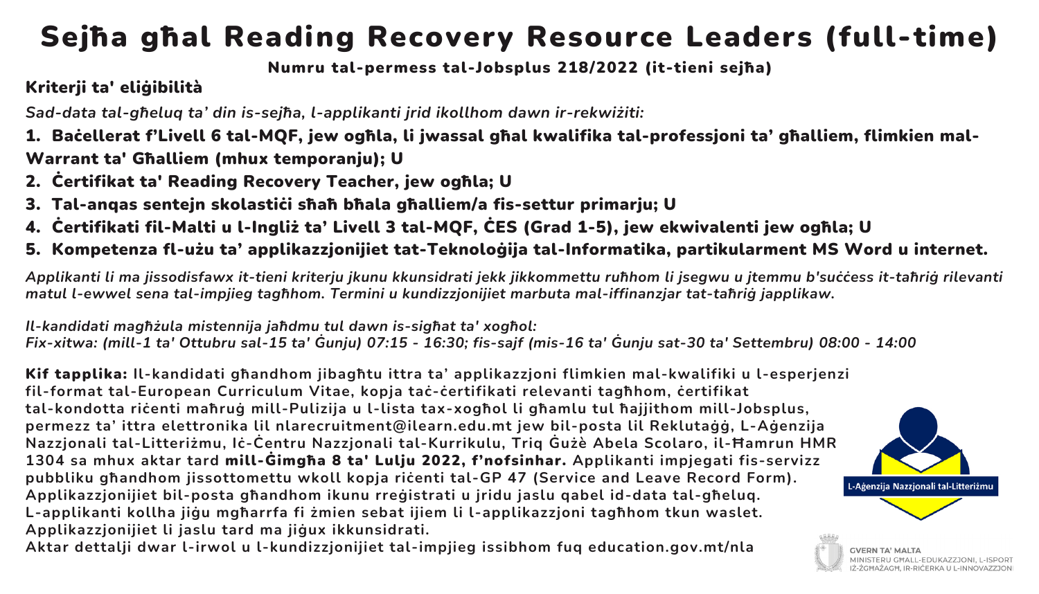# Sejħa għal Reading Recovery Resource Leaders (full-time)

**Numru tal-permess tal-Jobsplus 218/2022 (it-tieni sejħa)**

## Kriterji ta' eliġibilità

*Sad-data tal-għeluq ta' din is-sejħa, l-applikanti jrid ikollhom dawn ir-rekwiżiti:*

1. **Baċċellerat f'Livell 6 tal-MQF, jew ogħla, li jwassal għal kwalifika tal-professjoni ta' għalliem, flimkien mal-Warrant ta' Għalliem (mhux temporanju); U**
2. **Ċertifikat ta' Reading Recovery Teacher, jew ogħla; U**
3. **Tal-anqas sentejn skolastiċi sħaħ bħala għalliem/a fis-settur primarju; U**
4. **Ċertifikati fil-Malti u l-Ingliż ta' Livell 3 tal-MQF, ĊES (Grad 1-5), jew ekwivalenti jew ogħla; U**
5. **Kompetenza fl-użu ta' applikazzjonijiet tat-Teknoloġija tal-Informatika, partikularment MS Word u internet.**

*Applikanti li ma jissodisfawx it-tieni kriterju jkunu kkunsidrati jekk jikkommettu ruħhom li jsegwu u jtemmu b'suċċess it-taħriġ rilevanti matul l-ewwel sena tal-impjieg tagħhom. Termini u kundizzjonijiet marbuta mal-iffinanzjar tat-taħriġ japplikaw.*

*Il-kandidati magħżula mistennija jaħdmu tul dawn is-sigħat ta' xogħol:*
*Fix-xitwa: (mill-1 ta' Ottubru sal-15 ta' Ġunju) 07:15 - 16:30; fis-sajf (mis-16 ta' Ġunju sat-30 ta' Settembru) 08:00 - 14:00*

**Kif tapplika:** Il-kandidati għandhom jibagħtu ittra ta' applikazzjoni flimkien mal-kwalifiki u l-esperjenzi fil-format tal-European Curriculum Vitae, kopja taċ-ċertifikati relevanti tagħhom, ċertifikat tal-kondotta riċenti maħruġ mill-Pulizija u l-lista tax-xogħol li għamlu tul ħajjithom mill-Jobsplus, permezz ta' ittra elettronika lil nlarecruitment@ilearn.edu.mt jew bil-posta lil Reklutaġġ, L-Aġenzija Nazzjonali tal-Litteriżmu, Iċ-Ċentru Nazzjonali tal-Kurrikulu, Triq Ġużè Abela Scolaro, il-Ħamrun HMR 1304 sa mhux aktar tard **mill-Ġimgħa 8 ta' Lulju 2022, f'nofsinhar.** Applikanti impjegati fis-servizz pubbliku għandhom jissottomettu wkoll kopja riċenti tal-GP 47 (Service and Leave Record Form). Applikazzjonijiet bil-posta għandhom ikunu rreġistrati u jridu jaslu qabel id-data tal-għeluq. L-applikanti kollha jiġu mgħarrfa fi żmien sebat ijiem li l-applikazzjoni tagħhom tkun waslet. Applikazzjonijiet li jaslu tard ma jiġux ikkunsidrati.
Aktar dettalji dwar l-irwol u l-kundizzjonijiet tal-impjieg issibhom fuq education.gov.mt/nla

L-Aġenzija Nazzjonali tal-Litteriżmu

GVERN TA' MALTA
MINISTERU GĦALL-EDUKAZZJONI, L-ISPORT IŻ-ŻGĦAŻAGĦ, IR-RIĊERKA U L-INNOVAZZJONI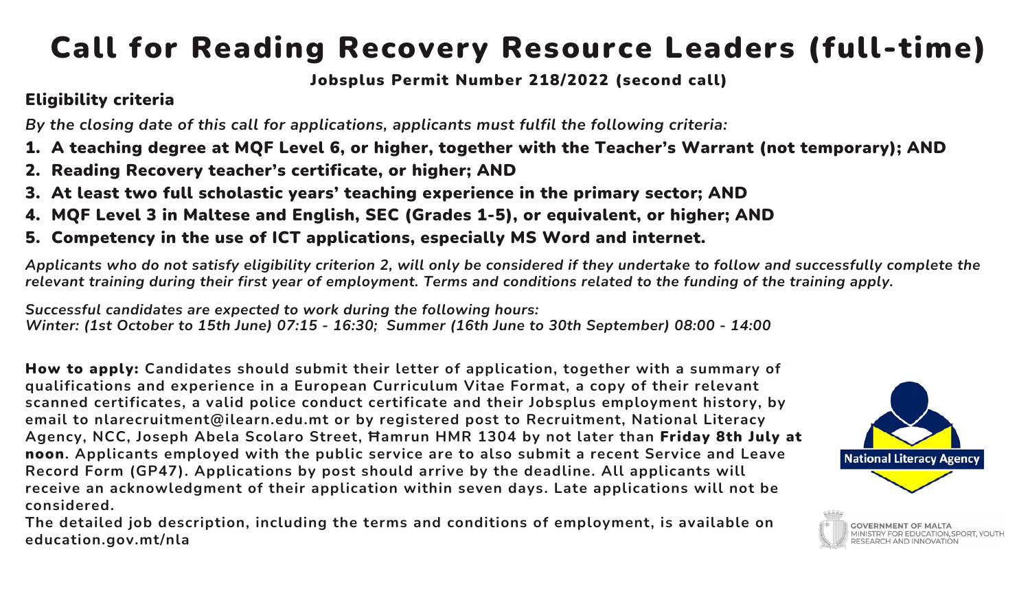# Call for Reading Recovery Resource Leaders (full-time)

**Jobsplus Permit Number 218/2022 (second call)**

## Eligibility criteria

*By the closing date of this call for applications, applicants must fulfil the following criteria:*

1. **A teaching degree at MQF Level 6, or higher, together with the Teacher's Warrant (not temporary); AND**
2. **Reading Recovery teacher's certificate, or higher; AND**
3. **At least two full scholastic years' teaching experience in the primary sector; AND**
4. **MQF Level 3 in Maltese and English, SEC (Grades 1-5), or equivalent, or higher; AND**
5. **Competency in the use of ICT applications, especially MS Word and internet.**

*Applicants who do not satisfy eligibility criterion 2, will only be considered if they undertake to follow and successfully complete the relevant training during their first year of employment. Terms and conditions related to the funding of the training apply.*

*Successful candidates are expected to work during the following hours:*
*Winter: (1st October to 15th June) 07:15 - 16:30; Summer (16th June to 30th September) 08:00 - 14:00*

**How to apply:** Candidates should submit their letter of application, together with a summary of qualifications and experience in a European Curriculum Vitae Format, a copy of their relevant scanned certificates, a valid police conduct certificate and their Jobsplus employment history, by email to nlarecruitment@ilearn.edu.mt or by registered post to Recruitment, National Literacy Agency, NCC, Joseph Abela Scolaro Street, Ħamrun HMR 1304 by not later than **Friday 8th July at noon**. Applicants employed with the public service are to also submit a recent Service and Leave Record Form (GP47). Applications by post should arrive by the deadline. All applicants will receive an acknowledgment of their application within seven days. Late applications will not be considered.

The detailed job description, including the terms and conditions of employment, is available on education.gov.mt/nla

National Literacy Agency

GOVERNMENT OF MALTA
MINISTRY FOR EDUCATION, SPORT, YOUTH RESEARCH AND INNOVATION